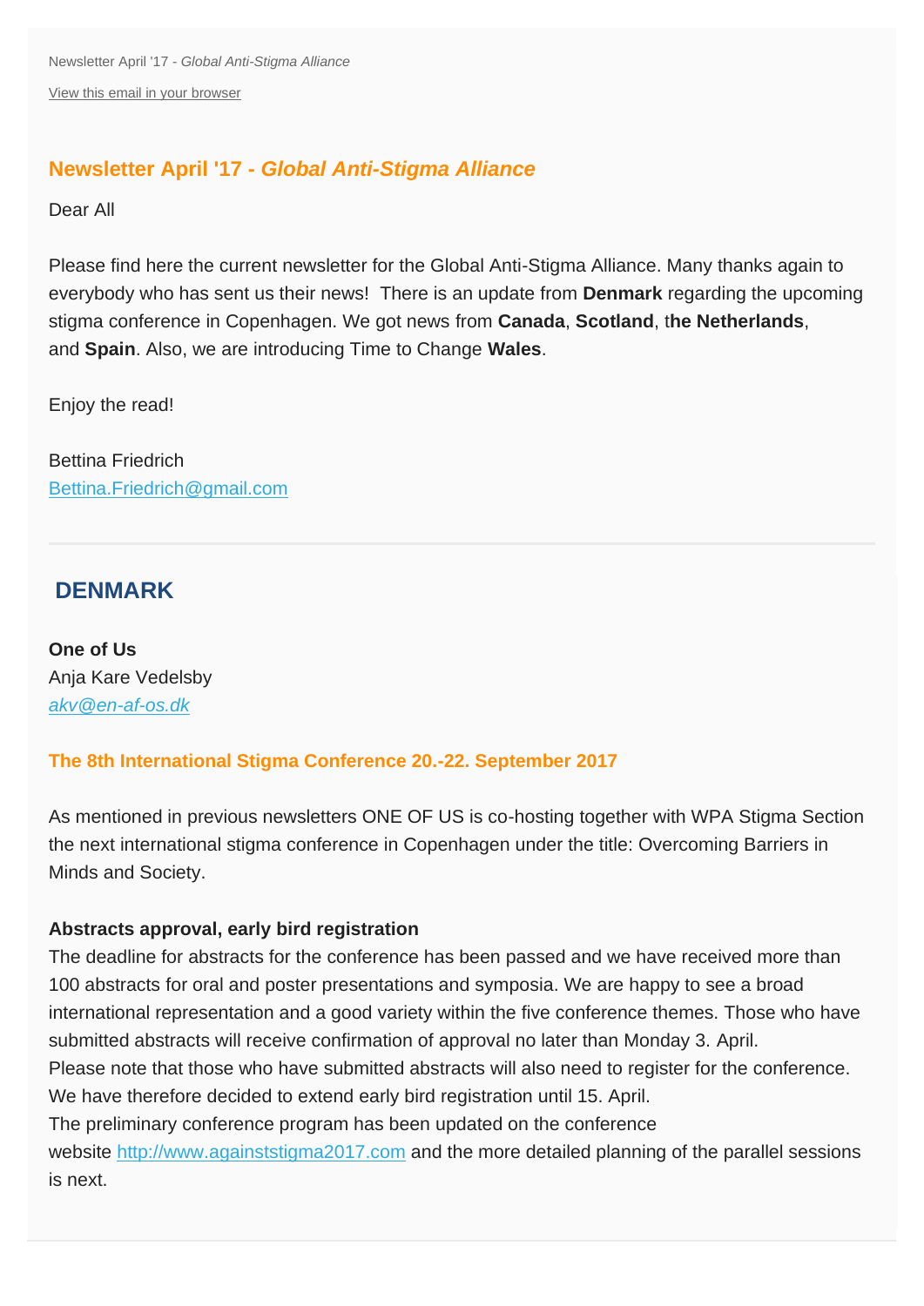Newsletter April '17 - *Global Anti-Stigma Alliance*

View this email in your browser

## Newsletter April '17 - *Global Anti-Stigma Alliance*

Dear All

Please find here the current newsletter for the Global Anti-Stigma Alliance. Many thanks again to everybody who has sent us their news! There is an update from **Denmark** regarding the upcoming stigma conference in Copenhagen. We got news from **Canada**, **Scotland**, t**he Netherlands**, and **Spain**. Also, we are introducing Time to Change **Wales**.

Enjoy the read!

Bettina Friedrich
Bettina.Friedrich@gmail.com

---

## DENMARK

**One of Us**
Anja Kare Vedelsby
*akv@en-af-os.dk*

### The 8th International Stigma Conference 20.-22. September 2017

As mentioned in previous newsletters ONE OF US is co-hosting together with WPA Stigma Section the next international stigma conference in Copenhagen under the title: Overcoming Barriers in Minds and Society.

**Abstracts approval, early bird registration**
The deadline for abstracts for the conference has been passed and we have received more than 100 abstracts for oral and poster presentations and symposia. We are happy to see a broad international representation and a good variety within the five conference themes. Those who have submitted abstracts will receive confirmation of approval no later than Monday 3. April.
Please note that those who have submitted abstracts will also need to register for the conference. We have therefore decided to extend early bird registration until 15. April.
The preliminary conference program has been updated on the conference website http://www.againststigma2017.com and the more detailed planning of the parallel sessions is next.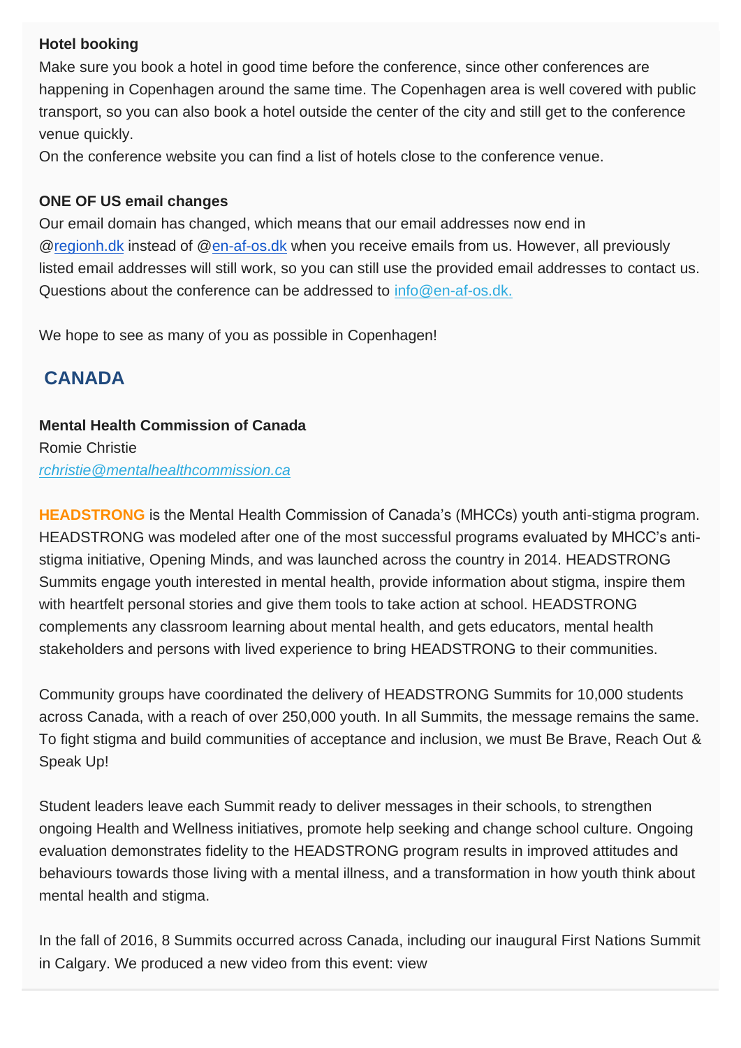**Hotel booking**

Make sure you book a hotel in good time before the conference, since other conferences are happening in Copenhagen around the same time. The Copenhagen area is well covered with public transport, so you can also book a hotel outside the center of the city and still get to the conference venue quickly.

On the conference website you can find a list of hotels close to the conference venue.

**ONE OF US email changes**

Our email domain has changed, which means that our email addresses now end in @regionh.dk instead of @en-af-os.dk when you receive emails from us. However, all previously listed email addresses will still work, so you can still use the provided email addresses to contact us. Questions about the conference can be addressed to info@en-af-os.dk.

We hope to see as many of you as possible in Copenhagen!

## CANADA

**Mental Health Commission of Canada**

Romie Christie

*rchristie@mentalhealthcommission.ca*

**HEADSTRONG** is the Mental Health Commission of Canada's (MHCCs) youth anti-stigma program. HEADSTRONG was modeled after one of the most successful programs evaluated by MHCC's anti-stigma initiative, Opening Minds, and was launched across the country in 2014. HEADSTRONG Summits engage youth interested in mental health, provide information about stigma, inspire them with heartfelt personal stories and give them tools to take action at school. HEADSTRONG complements any classroom learning about mental health, and gets educators, mental health stakeholders and persons with lived experience to bring HEADSTRONG to their communities.

Community groups have coordinated the delivery of HEADSTRONG Summits for 10,000 students across Canada, with a reach of over 250,000 youth. In all Summits, the message remains the same. To fight stigma and build communities of acceptance and inclusion, we must Be Brave, Reach Out & Speak Up!

Student leaders leave each Summit ready to deliver messages in their schools, to strengthen ongoing Health and Wellness initiatives, promote help seeking and change school culture. Ongoing evaluation demonstrates fidelity to the HEADSTRONG program results in improved attitudes and behaviours towards those living with a mental illness, and a transformation in how youth think about mental health and stigma.

In the fall of 2016, 8 Summits occurred across Canada, including our inaugural First Nations Summit in Calgary. We produced a new video from this event: view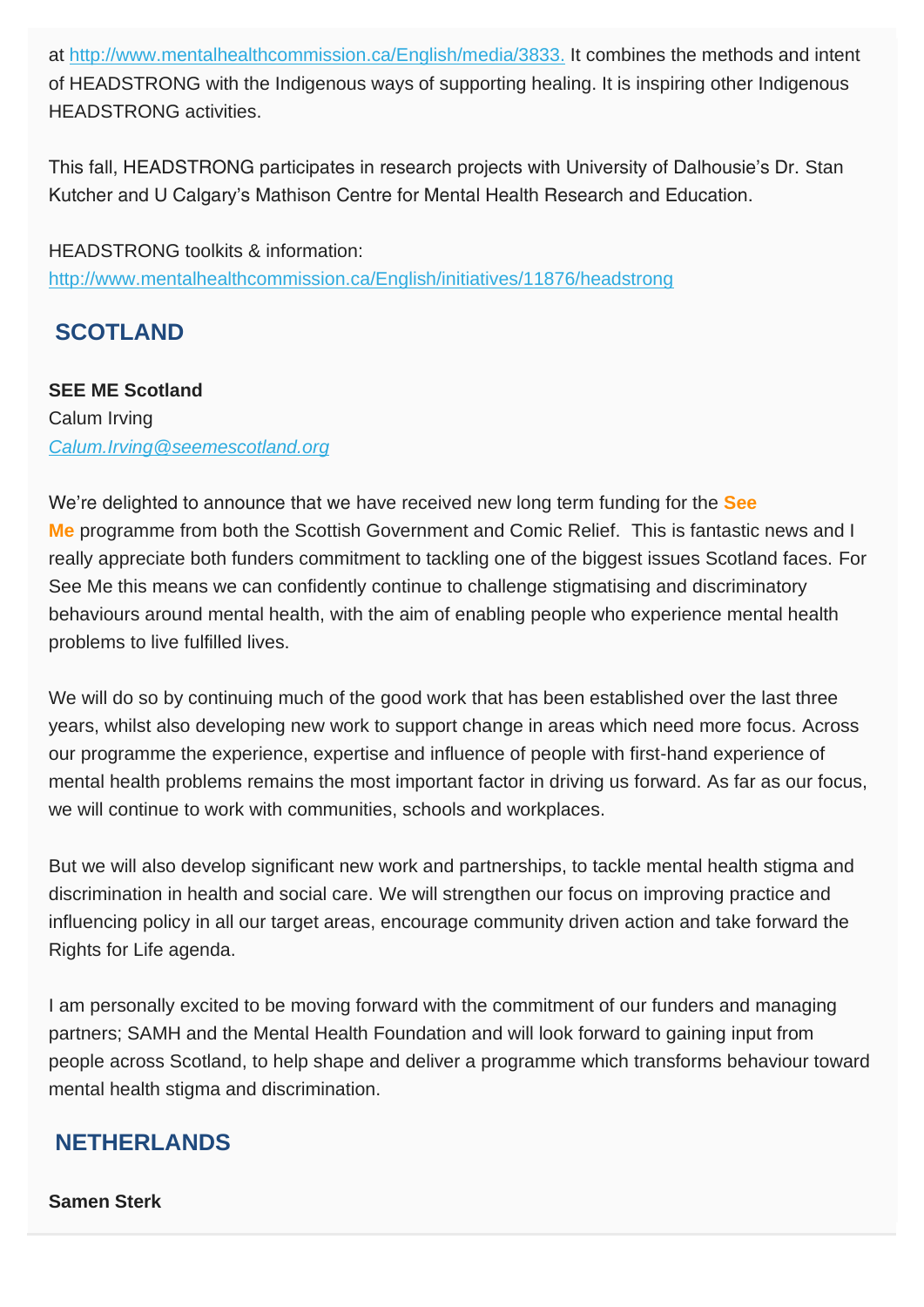at http://www.mentalhealthcommission.ca/English/media/3833. It combines the methods and intent of HEADSTRONG with the Indigenous ways of supporting healing. It is inspiring other Indigenous HEADSTRONG activities.

This fall, HEADSTRONG participates in research projects with University of Dalhousie's Dr. Stan Kutcher and U Calgary's Mathison Centre for Mental Health Research and Education.

HEADSTRONG toolkits & information:
http://www.mentalhealthcommission.ca/English/initiatives/11876/headstrong

## SCOTLAND

**SEE ME Scotland**
Calum Irving
*Calum.Irving@seemescotland.org*

We're delighted to announce that we have received new long term funding for the **See Me** programme from both the Scottish Government and Comic Relief. This is fantastic news and I really appreciate both funders commitment to tackling one of the biggest issues Scotland faces. For See Me this means we can confidently continue to challenge stigmatising and discriminatory behaviours around mental health, with the aim of enabling people who experience mental health problems to live fulfilled lives.

We will do so by continuing much of the good work that has been established over the last three years, whilst also developing new work to support change in areas which need more focus. Across our programme the experience, expertise and influence of people with first-hand experience of mental health problems remains the most important factor in driving us forward. As far as our focus, we will continue to work with communities, schools and workplaces.

But we will also develop significant new work and partnerships, to tackle mental health stigma and discrimination in health and social care. We will strengthen our focus on improving practice and influencing policy in all our target areas, encourage community driven action and take forward the Rights for Life agenda.

I am personally excited to be moving forward with the commitment of our funders and managing partners; SAMH and the Mental Health Foundation and will look forward to gaining input from people across Scotland, to help shape and deliver a programme which transforms behaviour toward mental health stigma and discrimination.

## NETHERLANDS

**Samen Sterk**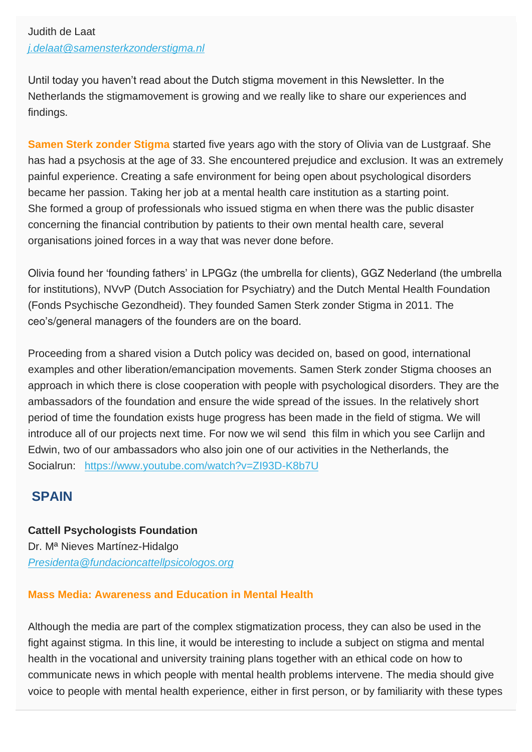Judith de Laat
*j.delaat@samensterkzonderstigma.nl*

Until today you haven't read about the Dutch stigma movement in this Newsletter. In the Netherlands the stigmamovement is growing and we really like to share our experiences and findings.

**Samen Sterk zonder Stigma** started five years ago with the story of Olivia van de Lustgraaf. She has had a psychosis at the age of 33. She encountered prejudice and exclusion. It was an extremely painful experience. Creating a safe environment for being open about psychological disorders became her passion. Taking her job at a mental health care institution as a starting point.
She formed a group of professionals who issued stigma en when there was the public disaster concerning the financial contribution by patients to their own mental health care, several organisations joined forces in a way that was never done before.

Olivia found her 'founding fathers' in LPGGz (the umbrella for clients), GGZ Nederland (the umbrella for institutions), NVvP (Dutch Association for Psychiatry) and the Dutch Mental Health Foundation (Fonds Psychische Gezondheid). They founded Samen Sterk zonder Stigma in 2011. The ceo's/general managers of the founders are on the board.

Proceeding from a shared vision a Dutch policy was decided on, based on good, international examples and other liberation/emancipation movements. Samen Sterk zonder Stigma chooses an approach in which there is close cooperation with people with psychological disorders. They are the ambassadors of the foundation and ensure the wide spread of the issues. In the relatively short period of time the foundation exists huge progress has been made in the field of stigma. We will introduce all of our projects next time. For now we wil send this film in which you see Carlijn and Edwin, two of our ambassadors who also join one of our activities in the Netherlands, the Socialrun: https://www.youtube.com/watch?v=ZI93D-K8b7U

## SPAIN

**Cattell Psychologists Foundation**
Dr. Mª Nieves Martínez-Hidalgo
*Presidenta@fundacioncattellpsicologos.org*

### Mass Media: Awareness and Education in Mental Health

Although the media are part of the complex stigmatization process, they can also be used in the fight against stigma. In this line, it would be interesting to include a subject on stigma and mental health in the vocational and university training plans together with an ethical code on how to communicate news in which people with mental health problems intervene. The media should give voice to people with mental health experience, either in first person, or by familiarity with these types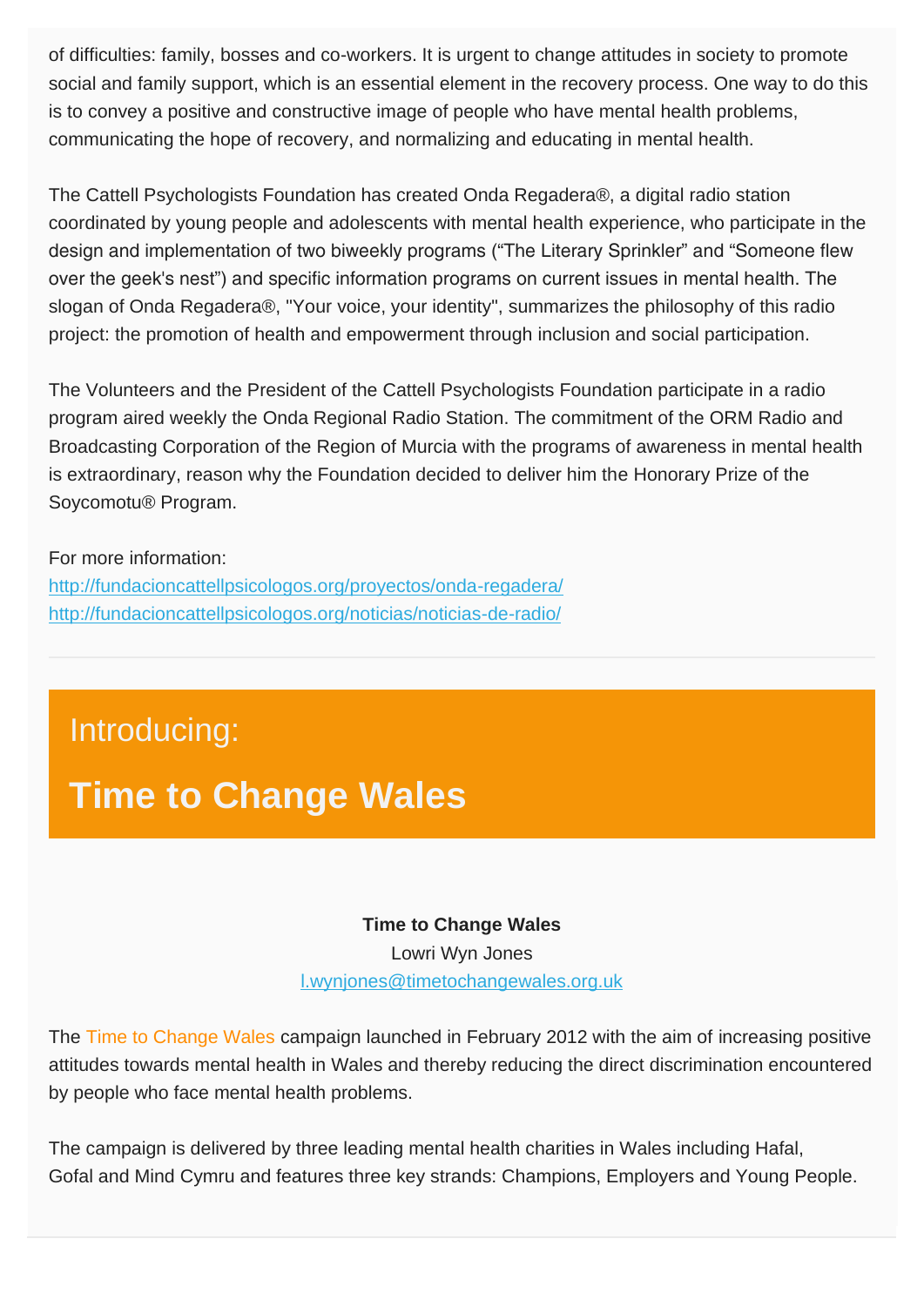of difficulties: family, bosses and co-workers. It is urgent to change attitudes in society to promote social and family support, which is an essential element in the recovery process. One way to do this is to convey a positive and constructive image of people who have mental health problems, communicating the hope of recovery, and normalizing and educating in mental health.

The Cattell Psychologists Foundation has created Onda Regadera®, a digital radio station coordinated by young people and adolescents with mental health experience, who participate in the design and implementation of two biweekly programs ("The Literary Sprinkler" and "Someone flew over the geek's nest") and specific information programs on current issues in mental health. The slogan of Onda Regadera®, "Your voice, your identity", summarizes the philosophy of this radio project: the promotion of health and empowerment through inclusion and social participation.

The Volunteers and the President of the Cattell Psychologists Foundation participate in a radio program aired weekly the Onda Regional Radio Station. The commitment of the ORM Radio and Broadcasting Corporation of the Region of Murcia with the programs of awareness in mental health is extraordinary, reason why the Foundation decided to deliver him the Honorary Prize of the Soycomotu® Program.

For more information:
http://fundacioncattellpsicologos.org/proyectos/onda-regadera/
http://fundacioncattellpsicologos.org/noticias/noticias-de-radio/

---

Introducing:

# Time to Change Wales

**Time to Change Wales**
Lowri Wyn Jones
l.wynjones@timetochangewales.org.uk

The Time to Change Wales campaign launched in February 2012 with the aim of increasing positive attitudes towards mental health in Wales and thereby reducing the direct discrimination encountered by people who face mental health problems.

The campaign is delivered by three leading mental health charities in Wales including Hafal, Gofal and Mind Cymru and features three key strands: Champions, Employers and Young People.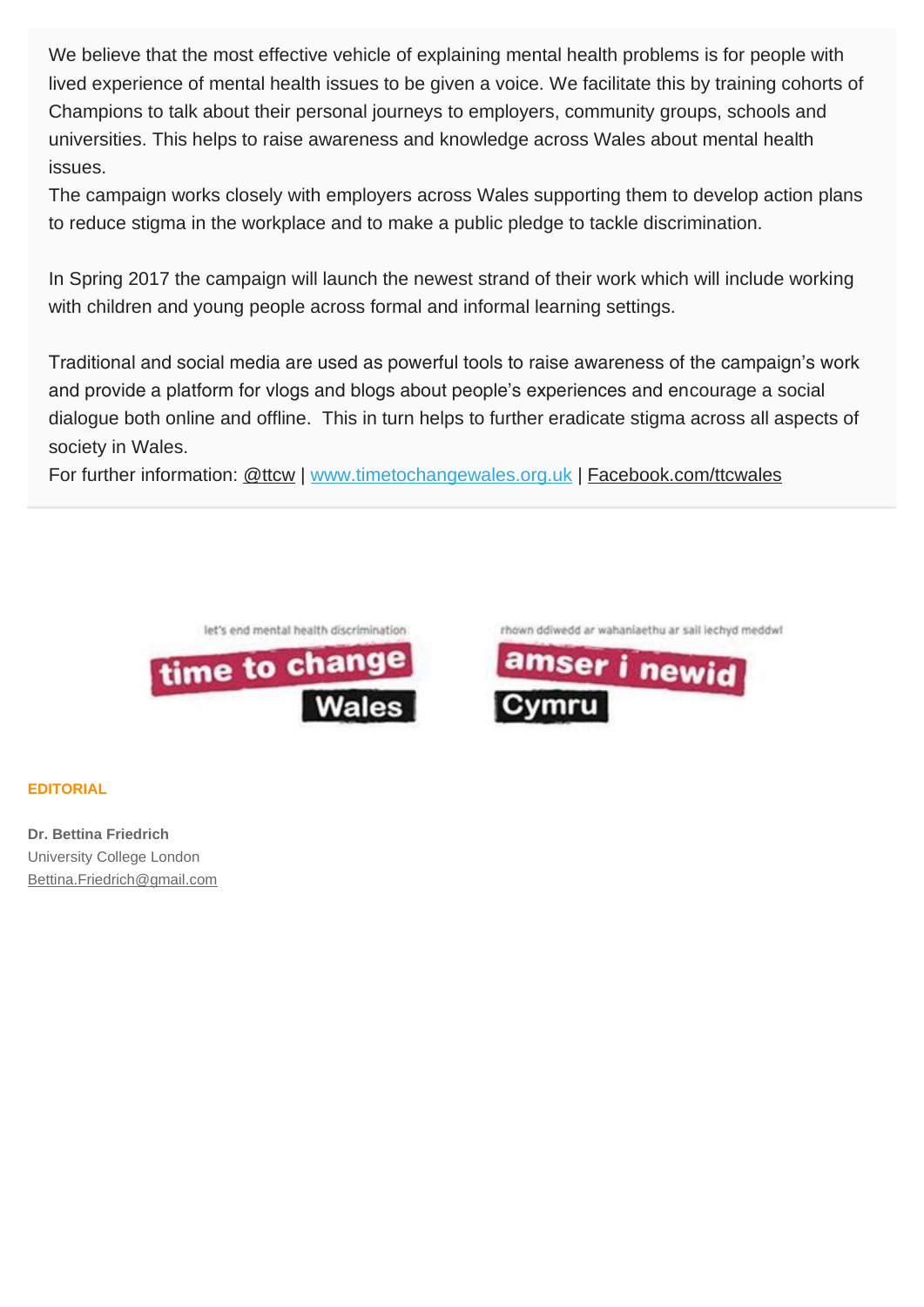We believe that the most effective vehicle of explaining mental health problems is for people with lived experience of mental health issues to be given a voice. We facilitate this by training cohorts of Champions to talk about their personal journeys to employers, community groups, schools and universities. This helps to raise awareness and knowledge across Wales about mental health issues.

The campaign works closely with employers across Wales supporting them to develop action plans to reduce stigma in the workplace and to make a public pledge to tackle discrimination.

In Spring 2017 the campaign will launch the newest strand of their work which will include working with children and young people across formal and informal learning settings.

Traditional and social media are used as powerful tools to raise awareness of the campaign's work and provide a platform for vlogs and blogs about people's experiences and encourage a social dialogue both online and offline. This in turn helps to further eradicate stigma across all aspects of society in Wales.

For further information: @ttcw | www.timetochangewales.org.uk | Facebook.com/ttcwales

let's end mental health discrimination
time to change Wales

rhown ddiwedd ar wahaniaethu ar sail iechyd meddwl
amser i newid Cymru

**EDITORIAL**

**Dr. Bettina Friedrich**
University College London
Bettina.Friedrich@gmail.com